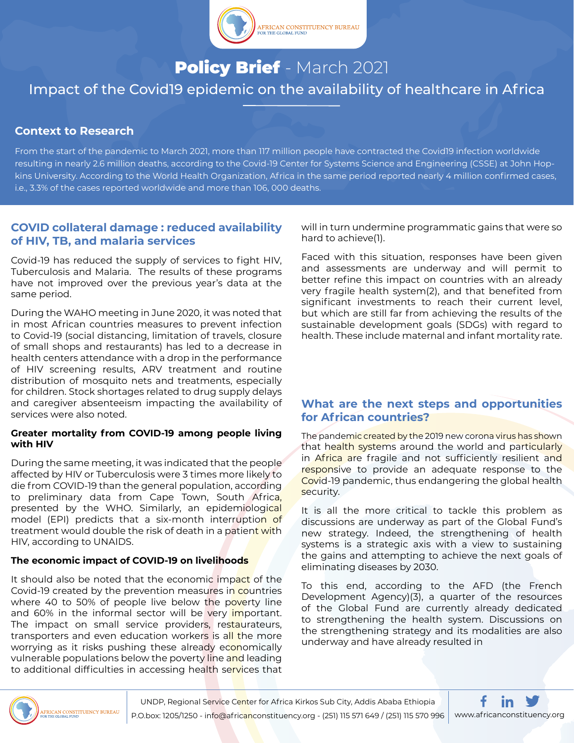# **Policy Brief** - March 2021

## Impact of the Covid19 epidemic on the availability of healthcare in Africa

### Context to Research

From the start of the pandemic to March 2021, more than 117 million people have contracted the Covid19 infection worldwide resulting in nearly 2.6 million deaths, according to the Covid-19 Center for Systems Science and Engineering (CSSE) at John Hopkins University. According to the World Health Organization, Africa in the same period reported nearly 4 million confirmed cases, i.e., 3.3% of the cases reported worldwide and more than 106, 000 deaths.

### COVID collateral damage : reduced availability of HIV, TB, and malaria services

Covid-19 has reduced the supply of services to fight HIV, Tuberculosis and Malaria. The results of these programs have not improved over the previous year's data at the same period.

During the WAHO meeting in June 2020, it was noted that in most African countries measures to prevent infection to Covid-19 (social distancing, limitation of travels, closure of small shops and restaurants) has led to a decrease in health centers attendance with a drop in the performance of HIV screening results, ARV treatment and routine distribution of mosquito nets and treatments, especially for children. Stock shortages related to drug supply delays and caregiver absenteeism impacting the availability of services were also noted.

#### Greater mortality from COVID-19 among people living with HIV

During the same meeting, it was indicated that the people affected by HIV or Tuberculosis were 3 times more likely to die from COVID-19 than the general population, according to preliminary data from Cape Town, South Africa, presented by the WHO. Similarly, an epidemiological model (EPI) predicts that a six-month interruption of treatment would double the risk of death in a patient with HIV, according to UNAIDS.

#### The economic impact of COVID-19 on livelihoods

It should also be noted that the economic impact of the Covid-19 created by the prevention measures in countries where 40 to 50% of people live below the poverty line and 60% in the informal sector will be very important. The impact on small service providers, restaurateurs, transporters and even education workers is all the more worrying as it risks pushing these already economically vulnerable populations below the poverty line and leading to additional difficulties in accessing health services that will in turn undermine programmatic gains that were so hard to achieve(1).

Faced with this situation, responses have been given and assessments are underway and will permit to better refine this impact on countries with an already very fragile health system(2), and that benefited from significant investments to reach their current level, but which are still far from achieving the results of the sustainable development goals (SDGs) with regard to health. These include maternal and infant mortality rate.

### What are the next steps and opportunities for African countries?

The pandemic created by the 2019 new corona virus has shown that health systems around the world and particularly in Africa are fragile and not sufficiently resilient and responsive to provide an adequate response to the Covid-19 pandemic, thus endangering the global health security.

It is all the more critical to tackle this problem as discussions are underway as part of the Global Fund's new strategy. Indeed, the strengthening of health systems is a strategic axis with a view to sustaining the gains and attempting to achieve the next goals of eliminating diseases by 2030.

To this end, according to the AFD (the French Development Agency)(3), a quarter of the resources of the Global Fund are currently already dedicated to strengthening the health system. Discussions on the strengthening strategy and its modalities are also underway and have already resulted in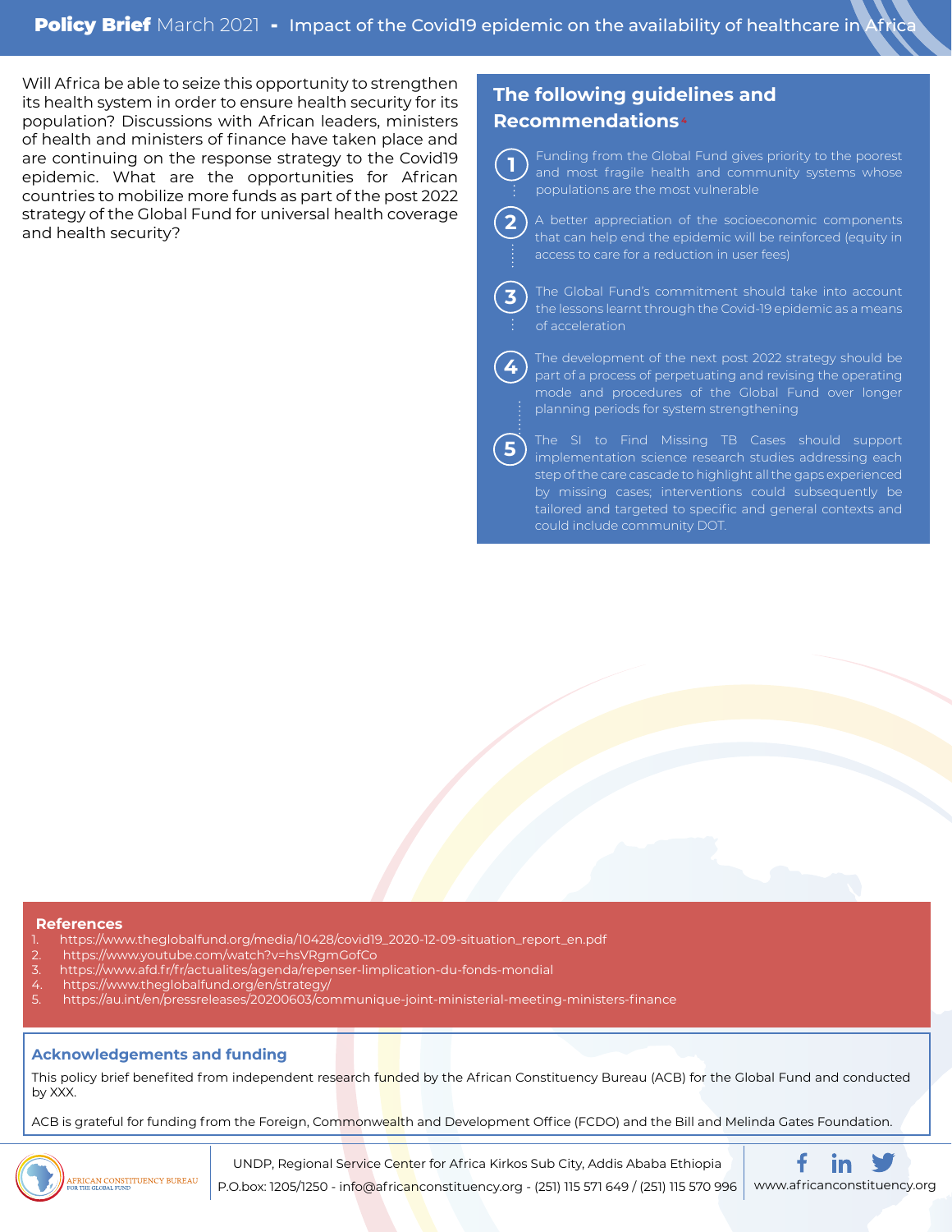Will Africa be able to seize this opportunity to strengthen its health system in order to ensure health security for its population? Discussions with African leaders, ministers of health and ministers of finance have taken place and are continuing on the response strategy to the Covid19 epidemic. What are the opportunities for African countries to mobilize more funds as part of the post 2022 strategy of the Global Fund for universal health coverage and health security?

## The following guidelines and Recommendations:

1. Funding from the Global Fund gives priority to the poorest and most fragile health and community systems whose populations are the most vulnerable
2. A better appreciation of the socioeconomic components that can help end the epidemic will be reinforced (equity in access to care for a reduction in user fees)
3. The Global Fund's commitment should take into account the lessons learnt through the Covid-19 epidemic as a means of acceleration
4. The development of the next post 2022 strategy should be part of a process of perpetuating and revising the operating mode and procedures of the Global Fund over longer planning periods for system strengthening
5. The SI to Find Missing TB Cases should support implementation science research studies addressing each step of the care cascade to highlight all the gaps experienced by missing cases; interventions could subsequently be tailored and targeted to specific and general contexts and could include community DOT.

## References

1. https://www.theglobalfund.org/media/10428/covid19_2020-12-09-situation_report_en.pdf
2. https://www.youtube.com/watch?v=hsVRgmGofCo
3. https://www.afd.fr/fr/actualites/agenda/repenser-limplication-du-fonds-mondial
4. https://www.theglobalfund.org/en/strategy/
5. https://au.int/en/pressreleases/20200603/communique-joint-ministerial-meeting-ministers-finance

## Acknowledgements and funding

This policy brief benefited from independent research funded by the African Constituency Bureau (ACB) for the Global Fund and conducted by XXX.

ACB is grateful for funding from the Foreign, Commonwealth and Development Office (FCDO) and the Bill and Melinda Gates Foundation.

AFRICAN CONSTITUENCY BUREAU FOR THE GLOBAL FUND

UNDP, Regional Service Center for Africa Kirkos Sub City, Addis Ababa Ethiopia
P.O.box: 1205/1250 - info@africanconstituency.org - (251) 115 571 649 / (251) 115 570 996

www.africanconstituency.org